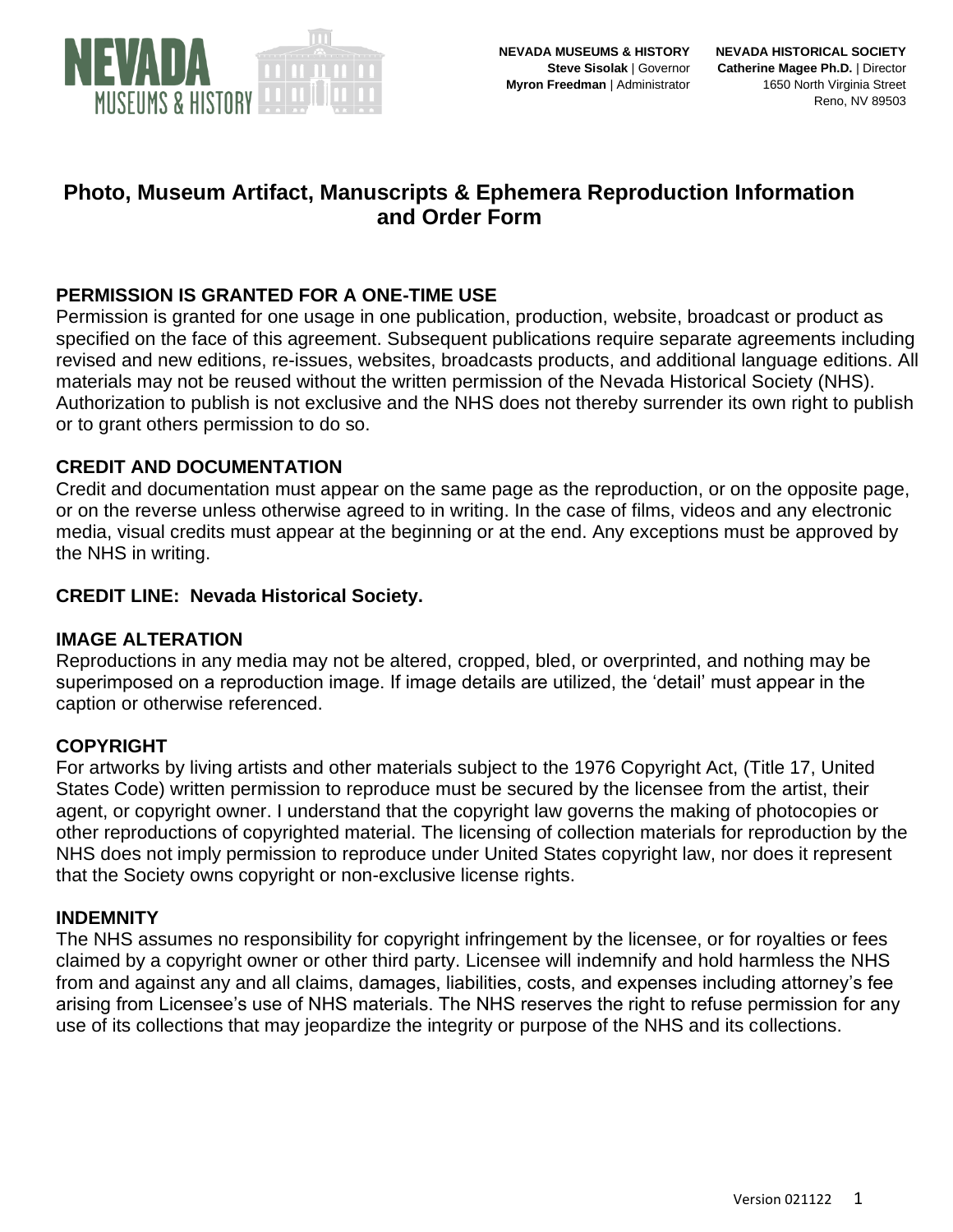NEVADA MUSEUMS & HISTORY
**Steve Sisolak** | Governor
**Myron Freedman** | Administrator

NEVADA HISTORICAL SOCIETY
**Catherine Magee Ph.D.** | Director
1650 North Virginia Street
Reno, NV 89503

# Photo, Museum Artifact, Manuscripts & Ephemera Reproduction Information and Order Form

## PERMISSION IS GRANTED FOR A ONE-TIME USE

Permission is granted for one usage in one publication, production, website, broadcast or product as specified on the face of this agreement. Subsequent publications require separate agreements including revised and new editions, re-issues, websites, broadcasts products, and additional language editions. All materials may not be reused without the written permission of the Nevada Historical Society (NHS). Authorization to publish is not exclusive and the NHS does not thereby surrender its own right to publish or to grant others permission to do so.

## CREDIT AND DOCUMENTATION

Credit and documentation must appear on the same page as the reproduction, or on the opposite page, or on the reverse unless otherwise agreed to in writing. In the case of films, videos and any electronic media, visual credits must appear at the beginning or at the end. Any exceptions must be approved by the NHS in writing.

**CREDIT LINE: Nevada Historical Society.**

## IMAGE ALTERATION

Reproductions in any media may not be altered, cropped, bled, or overprinted, and nothing may be superimposed on a reproduction image. If image details are utilized, the 'detail' must appear in the caption or otherwise referenced.

## COPYRIGHT

For artworks by living artists and other materials subject to the 1976 Copyright Act, (Title 17, United States Code) written permission to reproduce must be secured by the licensee from the artist, their agent, or copyright owner. I understand that the copyright law governs the making of photocopies or other reproductions of copyrighted material. The licensing of collection materials for reproduction by the NHS does not imply permission to reproduce under United States copyright law, nor does it represent that the Society owns copyright or non-exclusive license rights.

## INDEMNITY

The NHS assumes no responsibility for copyright infringement by the licensee, or for royalties or fees claimed by a copyright owner or other third party. Licensee will indemnify and hold harmless the NHS from and against any and all claims, damages, liabilities, costs, and expenses including attorney's fee arising from Licensee's use of NHS materials. The NHS reserves the right to refuse permission for any use of its collections that may jeopardize the integrity or purpose of the NHS and its collections.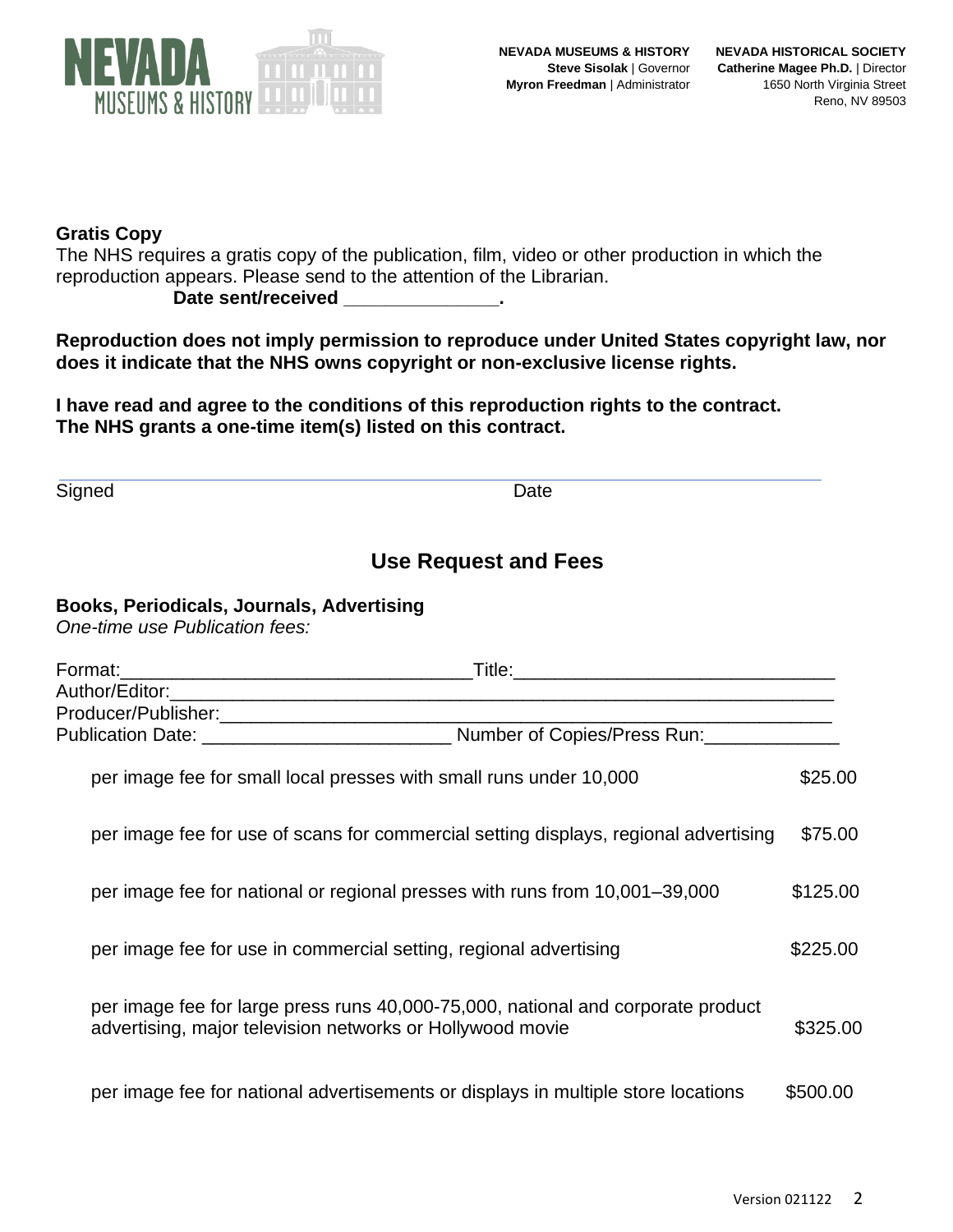**Gratis Copy**
The NHS requires a gratis copy of the publication, film, video or other production in which the reproduction appears. Please send to the attention of the Librarian.

**Date sent/received \_\_\_\_\_\_\_\_\_\_\_\_\_\_\_.**

**Reproduction does not imply permission to reproduce under United States copyright law, nor does it indicate that the NHS owns copyright or non-exclusive license rights.**

**I have read and agree to the conditions of this reproduction rights to the contract.**
**The NHS grants a one-time item(s) listed on this contract.**

Signed \_\_\_\_\_\_\_\_\_\_\_\_\_\_\_\_\_\_\_\_\_\_\_\_\_\_\_\_\_\_ Date \_\_\_\_\_\_\_\_\_\_\_\_\_\_\_

## Use Request and Fees

**Books, Periodicals, Journals, Advertising**
*One-time use Publication fees:*

Format:\_\_\_\_\_\_\_\_\_\_\_\_\_\_\_\_\_\_\_\_\_\_\_\_\_\_\_\_\_\_\_\_\_\_Title:\_\_\_\_\_\_\_\_\_\_\_\_\_\_\_\_\_\_\_\_\_\_\_\_\_\_\_\_\_\_\_
Author/Editor:\_\_\_\_\_\_\_\_\_\_\_\_\_\_\_\_\_\_\_\_\_\_\_\_\_\_\_\_\_\_\_\_\_\_\_\_\_\_\_\_\_\_\_\_\_\_\_\_\_\_\_\_\_\_\_\_\_\_\_\_\_\_\_\_\_
Producer/Publisher:\_\_\_\_\_\_\_\_\_\_\_\_\_\_\_\_\_\_\_\_\_\_\_\_\_\_\_\_\_\_\_\_\_\_\_\_\_\_\_\_\_\_\_\_\_\_\_\_\_\_\_\_\_\_\_\_\_\_\_\_
Publication Date: \_\_\_\_\_\_\_\_\_\_\_\_\_\_\_\_\_\_\_\_\_\_\_\_ Number of Copies/Press Run:\_\_\_\_\_\_\_\_\_\_\_\_\_

| Use | Fee |
|---|---|
| per image fee for small local presses with small runs under 10,000 | $25.00 |
| per image fee for use of scans for commercial setting displays, regional advertising | $75.00 |
| per image fee for national or regional presses with runs from 10,001–39,000 | $125.00 |
| per image fee for use in commercial setting, regional advertising | $225.00 |
| per image fee for large press runs 40,000-75,000, national and corporate product advertising, major television networks or Hollywood movie | $325.00 |
| per image fee for national advertisements or displays in multiple store locations | $500.00 |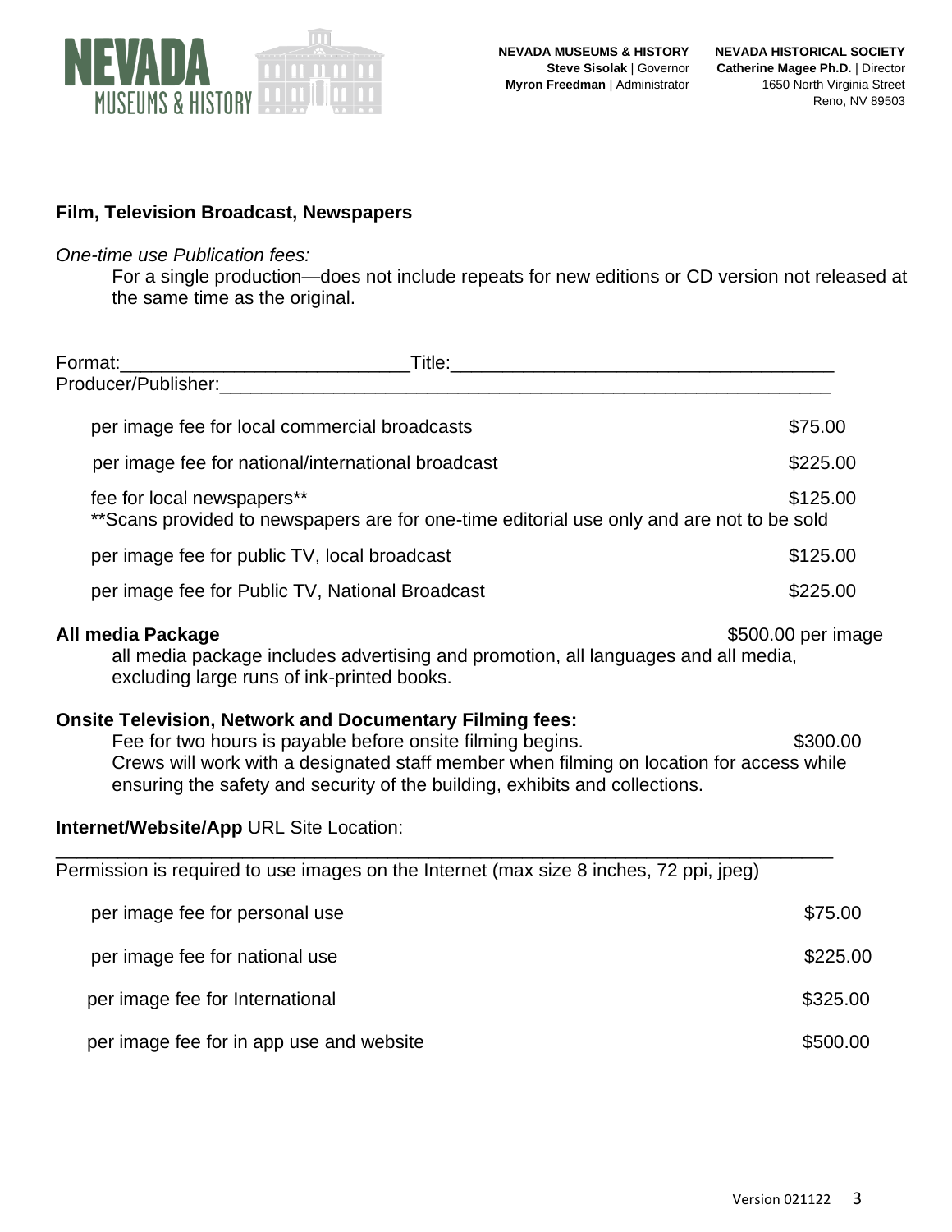## Film, Television Broadcast, Newspapers

*One-time use Publication fees:*

For a single production—does not include repeats for new editions or CD version not released at the same time as the original.

Format:____________________________Title:_____________________________________
Producer/Publisher:____________________________________________________________

| | |
|---|---|
| per image fee for local commercial broadcasts | $75.00 |
| per image fee for national/international broadcast | $225.00 |
| fee for local newspapers** | $125.00 |
| **Scans provided to newspapers are for one-time editorial use only and are not to be sold | |
| per image fee for public TV, local broadcast | $125.00 |
| per image fee for Public TV, National Broadcast | $225.00 |

**All media Package** $500.00 per image

all media package includes advertising and promotion, all languages and all media, excluding large runs of ink-printed books.

**Onsite Television, Network and Documentary Filming fees:**

Fee for two hours is payable before onsite filming begins. $300.00

Crews will work with a designated staff member when filming on location for access while ensuring the safety and security of the building, exhibits and collections.

**Internet/Website/App** URL Site Location:

______________________________________________________________________________

Permission is required to use images on the Internet (max size 8 inches, 72 ppi, jpeg)

| | |
|---|---|
| per image fee for personal use | $75.00 |
| per image fee for national use | $225.00 |
| per image fee for International | $325.00 |
| per image fee for in app use and website | $500.00 |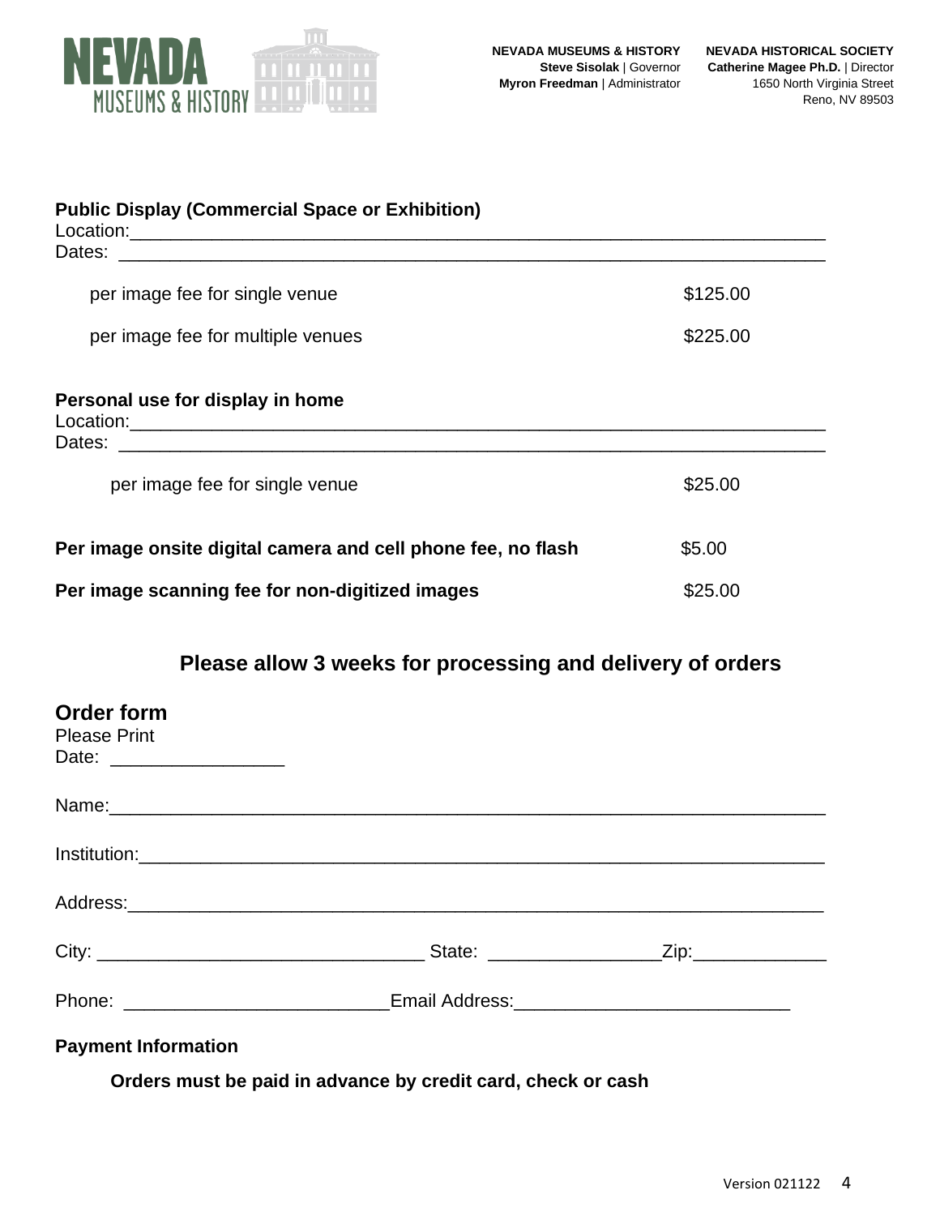**Public Display (Commercial Space or Exhibition)**
Location:___________________________________________________________________________
Dates: ___________________________________________________________________________

| | |
|---|---|
| per image fee for single venue | $125.00 |
| per image fee for multiple venues | $225.00 |

**Personal use for display in home**
Location:___________________________________________________________________________
Dates: ___________________________________________________________________________

| | |
|---|---|
| per image fee for single venue | $25.00 |

| | |
|---|---|
| **Per image onsite digital camera and cell phone fee, no flash** | $5.00 |
| **Per image scanning fee for non-digitized images** | $25.00 |

## Please allow 3 weeks for processing and delivery of orders

## Order form

Please Print
Date: _________________

Name:___________________________________________________________________________

Institution:_______________________________________________________________________

Address:_________________________________________________________________________

City: ________________________________ State: _________________Zip:_____________

Phone: __________________________Email Address:___________________________

**Payment Information**

**Orders must be paid in advance by credit card, check or cash**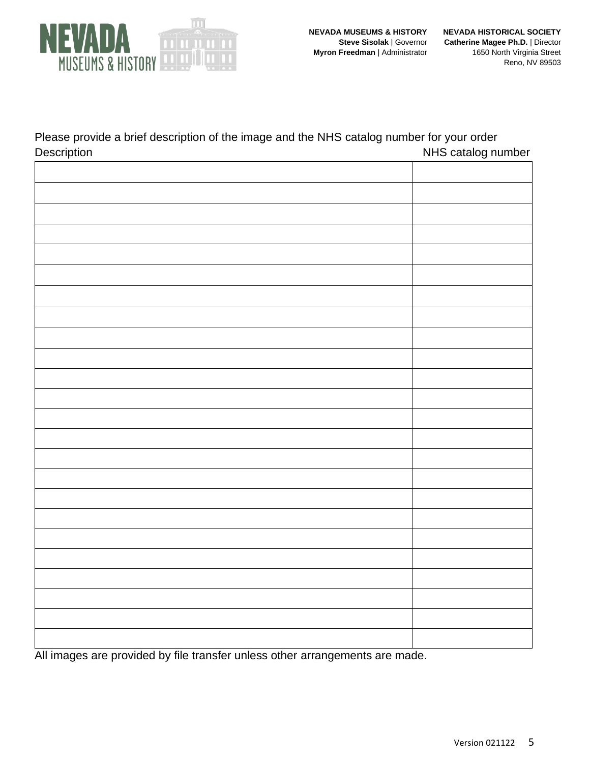Please provide a brief description of the image and the NHS catalog number for your order

| Description | NHS catalog number |
|---|---|
| | |
| | |
| | |
| | |
| | |
| | |
| | |
| | |
| | |
| | |
| | |
| | |
| | |
| | |
| | |
| | |
| | |
| | |
| | |
| | |
| | |
| | |
| | |
| | |

All images are provided by file transfer unless other arrangements are made.